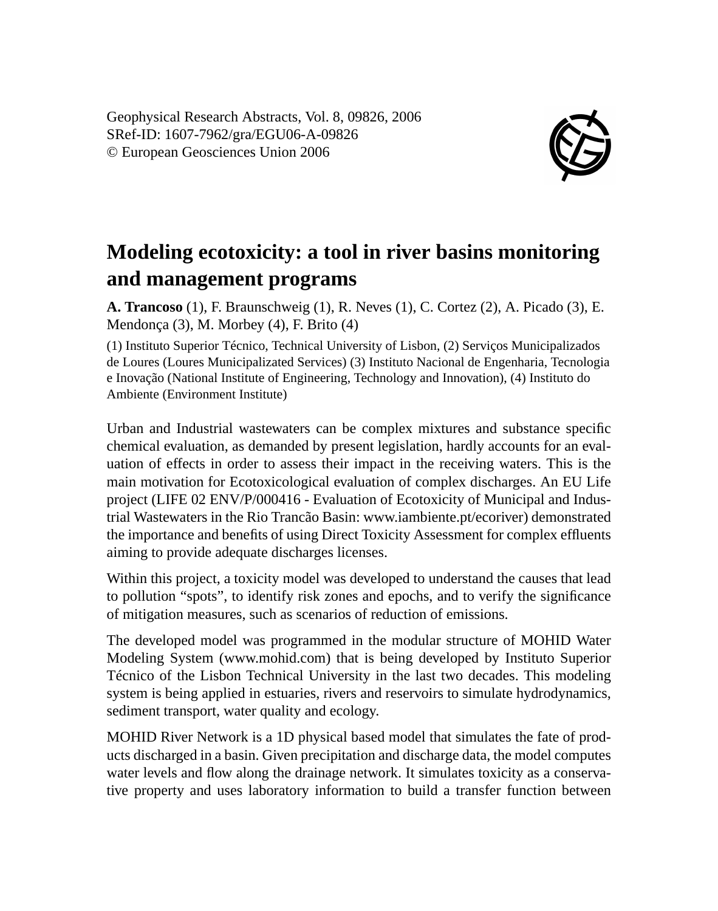Geophysical Research Abstracts, Vol. 8, 09826, 2006
SRef-ID: 1607-7962/gra/EGU06-A-09826
© European Geosciences Union 2006

# Modeling ecotoxicity: a tool in river basins monitoring and management programs

**A. Trancoso** (1), F. Braunschweig (1), R. Neves (1), C. Cortez (2), A. Picado (3), E. Mendonça (3), M. Morbey (4), F. Brito (4)

(1) Instituto Superior Técnico, Technical University of Lisbon, (2) Serviços Municipalizados de Loures (Loures Municipalizated Services) (3) Instituto Nacional de Engenharia, Tecnologia e Inovação (National Institute of Engineering, Technology and Innovation), (4) Instituto do Ambiente (Environment Institute)

Urban and Industrial wastewaters can be complex mixtures and substance specific chemical evaluation, as demanded by present legislation, hardly accounts for an evaluation of effects in order to assess their impact in the receiving waters. This is the main motivation for Ecotoxicological evaluation of complex discharges. An EU Life project (LIFE 02 ENV/P/000416 - Evaluation of Ecotoxicity of Municipal and Industrial Wastewaters in the Rio Trancão Basin: www.iambiente.pt/ecoriver) demonstrated the importance and benefits of using Direct Toxicity Assessment for complex effluents aiming to provide adequate discharges licenses.

Within this project, a toxicity model was developed to understand the causes that lead to pollution "spots", to identify risk zones and epochs, and to verify the significance of mitigation measures, such as scenarios of reduction of emissions.

The developed model was programmed in the modular structure of MOHID Water Modeling System (www.mohid.com) that is being developed by Instituto Superior Técnico of the Lisbon Technical University in the last two decades. This modeling system is being applied in estuaries, rivers and reservoirs to simulate hydrodynamics, sediment transport, water quality and ecology.

MOHID River Network is a 1D physical based model that simulates the fate of products discharged in a basin. Given precipitation and discharge data, the model computes water levels and flow along the drainage network. It simulates toxicity as a conservative property and uses laboratory information to build a transfer function between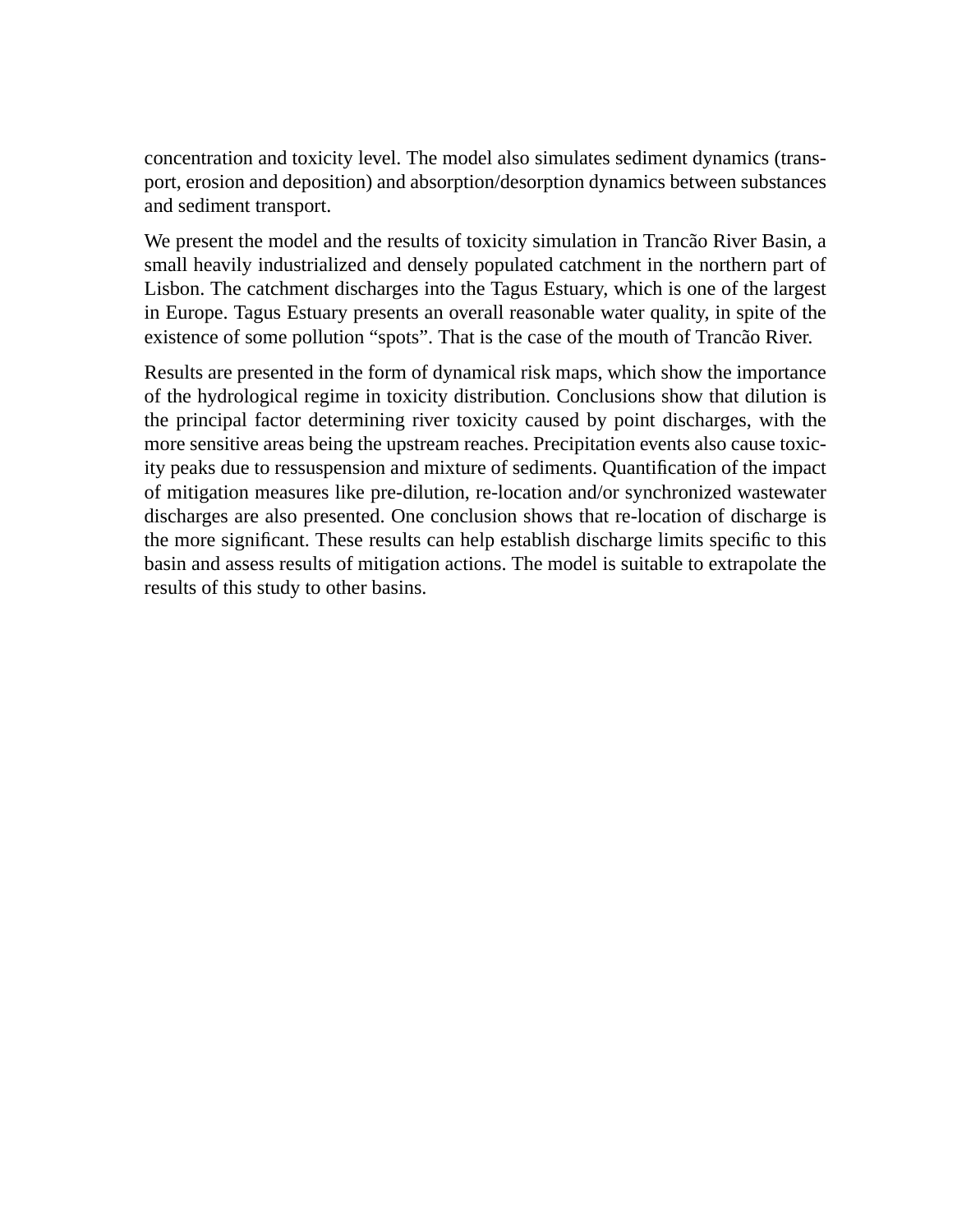concentration and toxicity level. The model also simulates sediment dynamics (transport, erosion and deposition) and absorption/desorption dynamics between substances and sediment transport.

We present the model and the results of toxicity simulation in Trancão River Basin, a small heavily industrialized and densely populated catchment in the northern part of Lisbon. The catchment discharges into the Tagus Estuary, which is one of the largest in Europe. Tagus Estuary presents an overall reasonable water quality, in spite of the existence of some pollution "spots". That is the case of the mouth of Trancão River.

Results are presented in the form of dynamical risk maps, which show the importance of the hydrological regime in toxicity distribution. Conclusions show that dilution is the principal factor determining river toxicity caused by point discharges, with the more sensitive areas being the upstream reaches. Precipitation events also cause toxicity peaks due to ressuspension and mixture of sediments. Quantification of the impact of mitigation measures like pre-dilution, re-location and/or synchronized wastewater discharges are also presented. One conclusion shows that re-location of discharge is the more significant. These results can help establish discharge limits specific to this basin and assess results of mitigation actions. The model is suitable to extrapolate the results of this study to other basins.